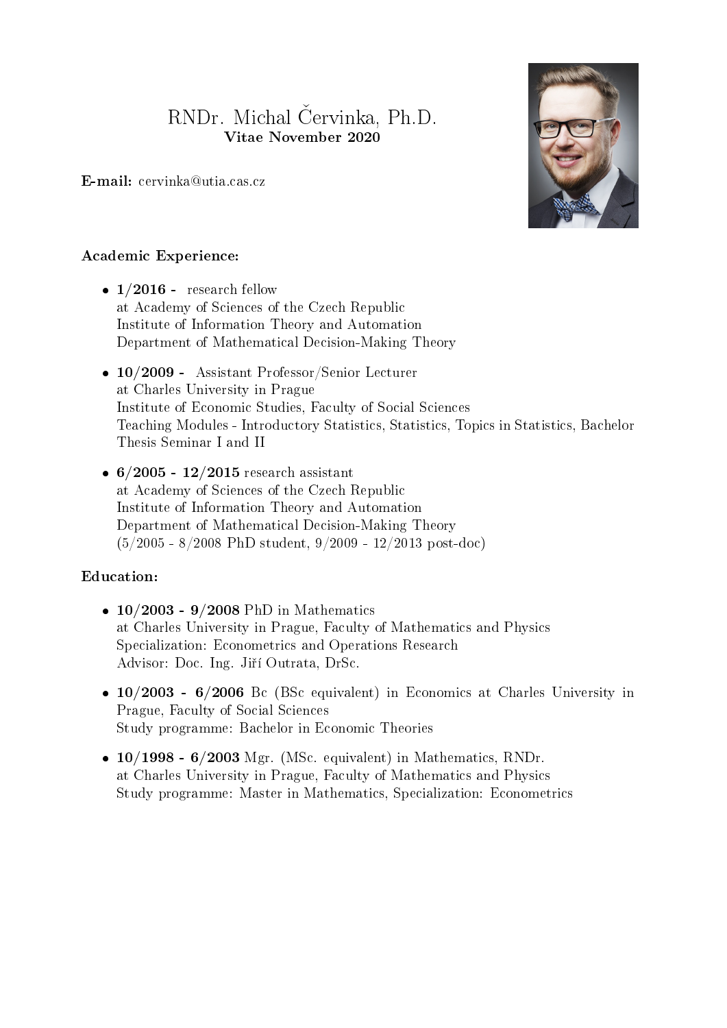# RNDr. Michal Červinka, Ph.D.

**Vitae November 2020**

**E-mail:** cervinka@utia.cas.cz

**Academic Experience:**

- **1/2016 -** research fellow
  at Academy of Sciences of the Czech Republic
  Institute of Information Theory and Automation
  Department of Mathematical Decision-Making Theory

- **10/2009 -** Assistant Professor/Senior Lecturer
  at Charles University in Prague
  Institute of Economic Studies, Faculty of Social Sciences
  Teaching Modules - Introductory Statistics, Statistics, Topics in Statistics, Bachelor Thesis Seminar I and II

- **6/2005 - 12/2015** research assistant
  at Academy of Sciences of the Czech Republic
  Institute of Information Theory and Automation
  Department of Mathematical Decision-Making Theory
  (5/2005 - 8/2008 PhD student, 9/2009 - 12/2013 post-doc)

**Education:**

- **10/2003 - 9/2008** PhD in Mathematics
  at Charles University in Prague, Faculty of Mathematics and Physics
  Specialization: Econometrics and Operations Research
  Advisor: Doc. Ing. Jiří Outrata, DrSc.

- **10/2003 - 6/2006** Bc (BSc equivalent) in Economics at Charles University in Prague, Faculty of Social Sciences
  Study programme: Bachelor in Economic Theories

- **10/1998 - 6/2003** Mgr. (MSc. equivalent) in Mathematics, RNDr.
  at Charles University in Prague, Faculty of Mathematics and Physics
  Study programme: Master in Mathematics, Specialization: Econometrics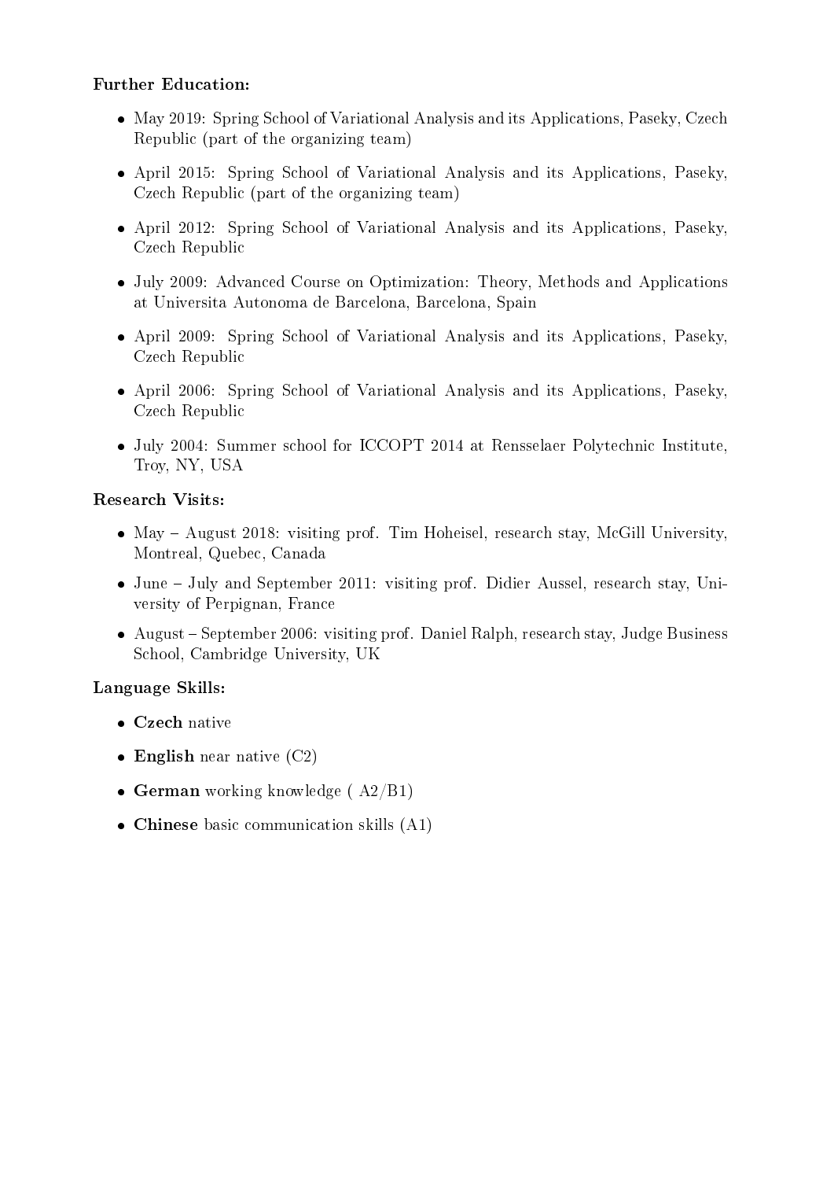**Further Education:**

- May 2019: Spring School of Variational Analysis and its Applications, Paseky, Czech Republic (part of the organizing team)
- April 2015: Spring School of Variational Analysis and its Applications, Paseky, Czech Republic (part of the organizing team)
- April 2012: Spring School of Variational Analysis and its Applications, Paseky, Czech Republic
- July 2009: Advanced Course on Optimization: Theory, Methods and Applications at Universita Autonoma de Barcelona, Barcelona, Spain
- April 2009: Spring School of Variational Analysis and its Applications, Paseky, Czech Republic
- April 2006: Spring School of Variational Analysis and its Applications, Paseky, Czech Republic
- July 2004: Summer school for ICCOPT 2014 at Rensselaer Polytechnic Institute, Troy, NY, USA

**Research Visits:**

- May – August 2018: visiting prof. Tim Hoheisel, research stay, McGill University, Montreal, Quebec, Canada
- June – July and September 2011: visiting prof. Didier Aussel, research stay, University of Perpignan, France
- August – September 2006: visiting prof. Daniel Ralph, research stay, Judge Business School, Cambridge University, UK

**Language Skills:**

- **Czech** native
- **English** near native (C2)
- **German** working knowledge ( A2/B1)
- **Chinese** basic communication skills (A1)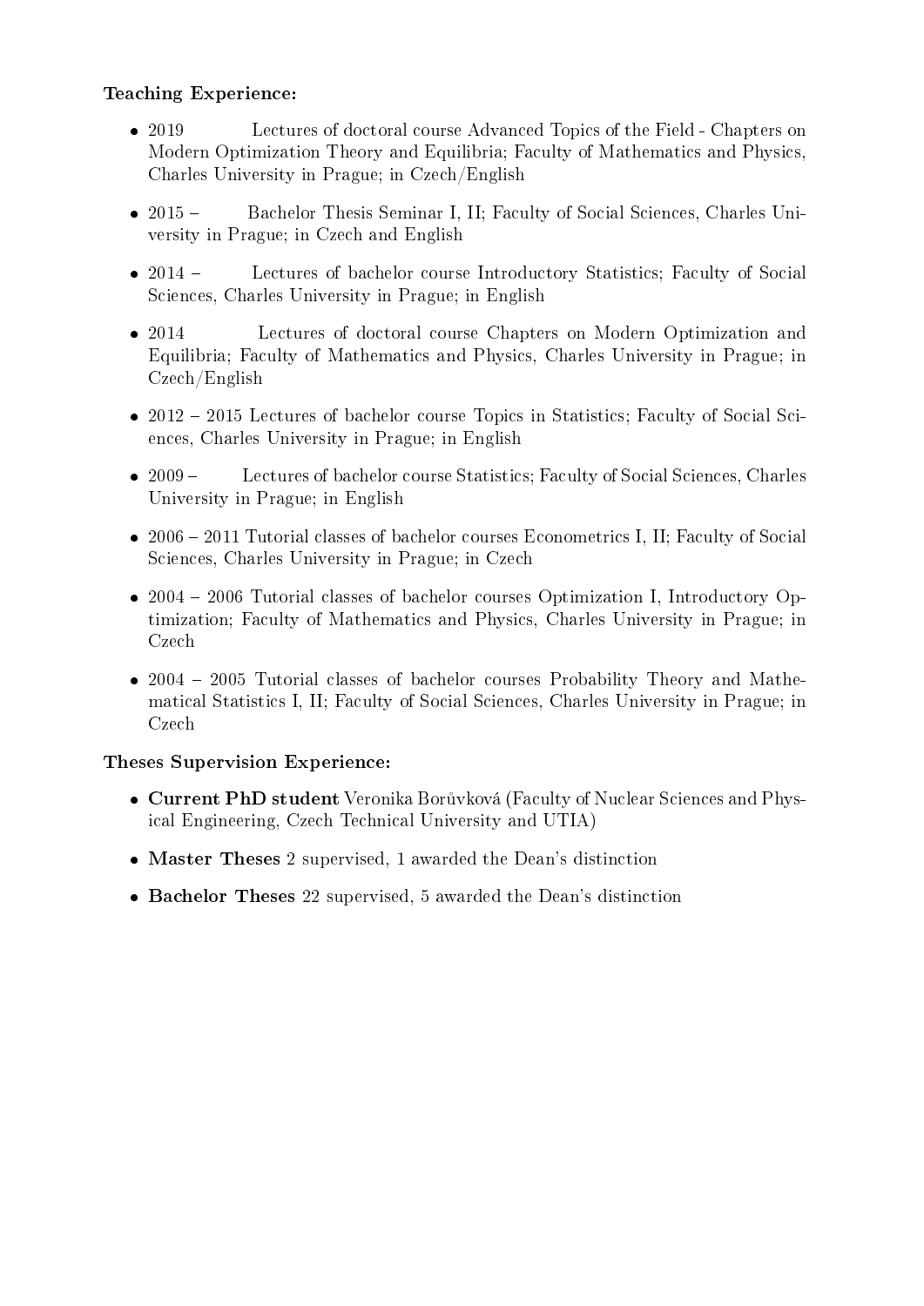**Teaching Experience:**

- 2019 Lectures of doctoral course Advanced Topics of the Field - Chapters on Modern Optimization Theory and Equilibria; Faculty of Mathematics and Physics, Charles University in Prague; in Czech/English
- 2015 – Bachelor Thesis Seminar I, II; Faculty of Social Sciences, Charles University in Prague; in Czech and English
- 2014 – Lectures of bachelor course Introductory Statistics; Faculty of Social Sciences, Charles University in Prague; in English
- 2014 Lectures of doctoral course Chapters on Modern Optimization and Equilibria; Faculty of Mathematics and Physics, Charles University in Prague; in Czech/English
- 2012 – 2015 Lectures of bachelor course Topics in Statistics; Faculty of Social Sciences, Charles University in Prague; in English
- 2009 – Lectures of bachelor course Statistics; Faculty of Social Sciences, Charles University in Prague; in English
- 2006 – 2011 Tutorial classes of bachelor courses Econometrics I, II; Faculty of Social Sciences, Charles University in Prague; in Czech
- 2004 – 2006 Tutorial classes of bachelor courses Optimization I, Introductory Optimization; Faculty of Mathematics and Physics, Charles University in Prague; in Czech
- 2004 – 2005 Tutorial classes of bachelor courses Probability Theory and Mathematical Statistics I, II; Faculty of Social Sciences, Charles University in Prague; in Czech

**Theses Supervision Experience:**

- **Current PhD student** Veronika Borůvková (Faculty of Nuclear Sciences and Physical Engineering, Czech Technical University and UTIA)
- **Master Theses** 2 supervised, 1 awarded the Dean's distinction
- **Bachelor Theses** 22 supervised, 5 awarded the Dean's distinction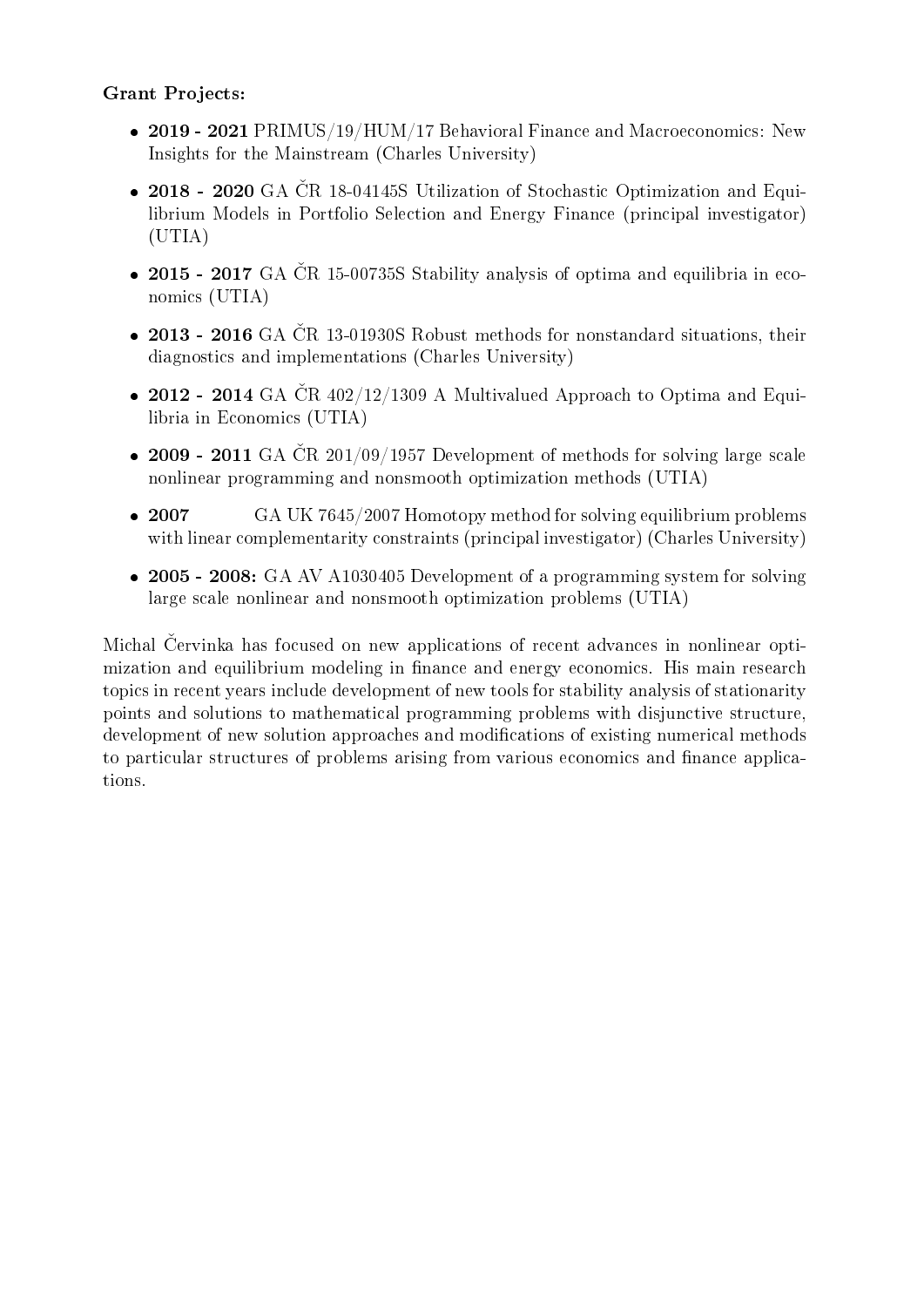**Grant Projects:**

- **2019 - 2021** PRIMUS/19/HUM/17 Behavioral Finance and Macroeconomics: New Insights for the Mainstream (Charles University)
- **2018 - 2020** GA ČR 18-04145S Utilization of Stochastic Optimization and Equilibrium Models in Portfolio Selection and Energy Finance (principal investigator) (UTIA)
- **2015 - 2017** GA ČR 15-00735S Stability analysis of optima and equilibria in economics (UTIA)
- **2013 - 2016** GA ČR 13-01930S Robust methods for nonstandard situations, their diagnostics and implementations (Charles University)
- **2012 - 2014** GA ČR 402/12/1309 A Multivalued Approach to Optima and Equilibria in Economics (UTIA)
- **2009 - 2011** GA ČR 201/09/1957 Development of methods for solving large scale nonlinear programming and nonsmooth optimization methods (UTIA)
- **2007** GA UK 7645/2007 Homotopy method for solving equilibrium problems with linear complementarity constraints (principal investigator) (Charles University)
- **2005 - 2008:** GA AV A1030405 Development of a programming system for solving large scale nonlinear and nonsmooth optimization problems (UTIA)

Michal Červinka has focused on new applications of recent advances in nonlinear optimization and equilibrium modeling in finance and energy economics. His main research topics in recent years include development of new tools for stability analysis of stationarity points and solutions to mathematical programming problems with disjunctive structure, development of new solution approaches and modifications of existing numerical methods to particular structures of problems arising from various economics and finance applications.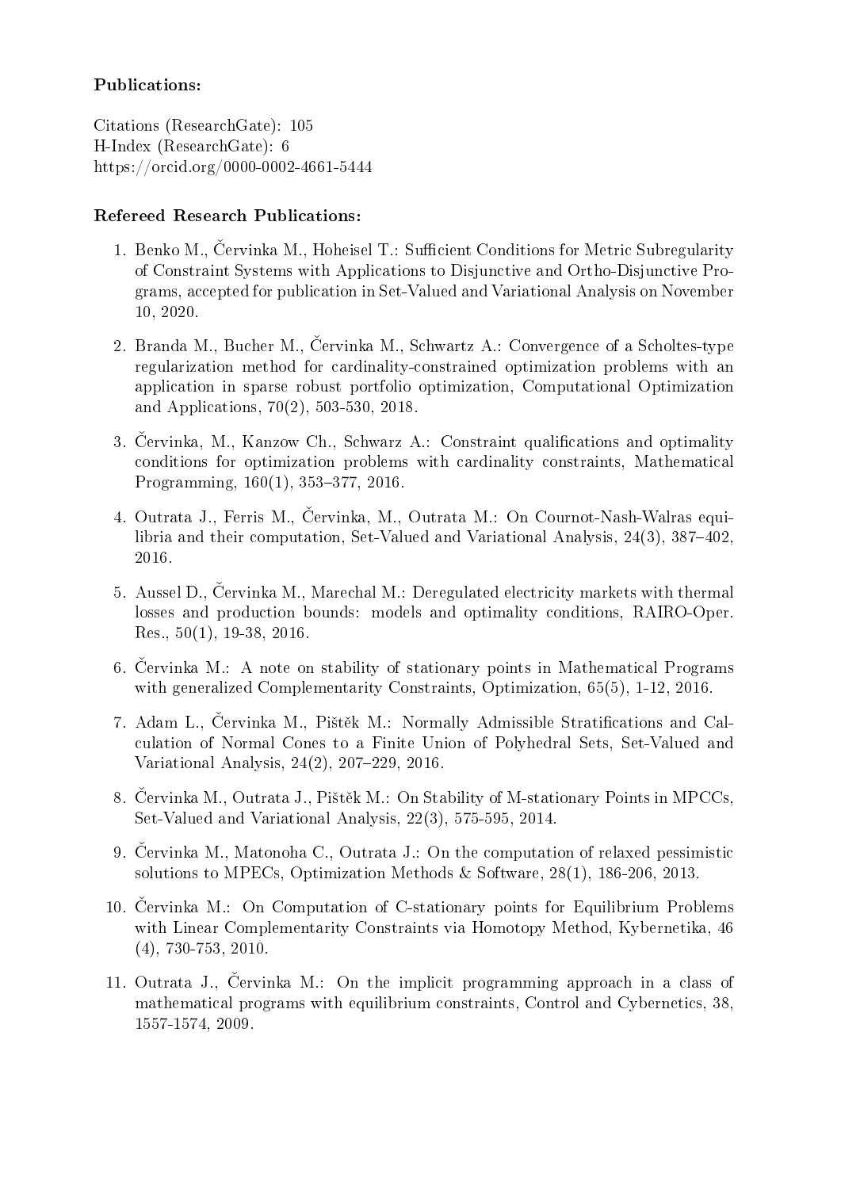**Publications:**

Citations (ResearchGate): 105
H-Index (ResearchGate): 6
https://orcid.org/0000-0002-4661-5444

**Refereed Research Publications:**

1. Benko M., Červinka M., Hoheisel T.: Sufficient Conditions for Metric Subregularity of Constraint Systems with Applications to Disjunctive and Ortho-Disjunctive Programs, accepted for publication in Set-Valued and Variational Analysis on November 10, 2020.

2. Branda M., Bucher M., Červinka M., Schwartz A.: Convergence of a Scholtes-type regularization method for cardinality-constrained optimization problems with an application in sparse robust portfolio optimization, Computational Optimization and Applications, 70(2), 503-530, 2018.

3. Červinka, M., Kanzow Ch., Schwarz A.: Constraint qualifications and optimality conditions for optimization problems with cardinality constraints, Mathematical Programming, 160(1), 353–377, 2016.

4. Outrata J., Ferris M., Červinka, M., Outrata M.: On Cournot-Nash-Walras equilibria and their computation, Set-Valued and Variational Analysis, 24(3), 387–402, 2016.

5. Aussel D., Červinka M., Marechal M.: Deregulated electricity markets with thermal losses and production bounds: models and optimality conditions, RAIRO-Oper. Res., 50(1), 19-38, 2016.

6. Červinka M.: A note on stability of stationary points in Mathematical Programs with generalized Complementarity Constraints, Optimization, 65(5), 1-12, 2016.

7. Adam L., Červinka M., Pištěk M.: Normally Admissible Stratifications and Calculation of Normal Cones to a Finite Union of Polyhedral Sets, Set-Valued and Variational Analysis, 24(2), 207–229, 2016.

8. Červinka M., Outrata J., Pištěk M.: On Stability of M-stationary Points in MPCCs, Set-Valued and Variational Analysis, 22(3), 575-595, 2014.

9. Červinka M., Matonoha C., Outrata J.: On the computation of relaxed pessimistic solutions to MPECs, Optimization Methods & Software, 28(1), 186-206, 2013.

10. Červinka M.: On Computation of C-stationary points for Equilibrium Problems with Linear Complementarity Constraints via Homotopy Method, Kybernetika, 46 (4), 730-753, 2010.

11. Outrata J., Červinka M.: On the implicit programming approach in a class of mathematical programs with equilibrium constraints, Control and Cybernetics, 38, 1557-1574, 2009.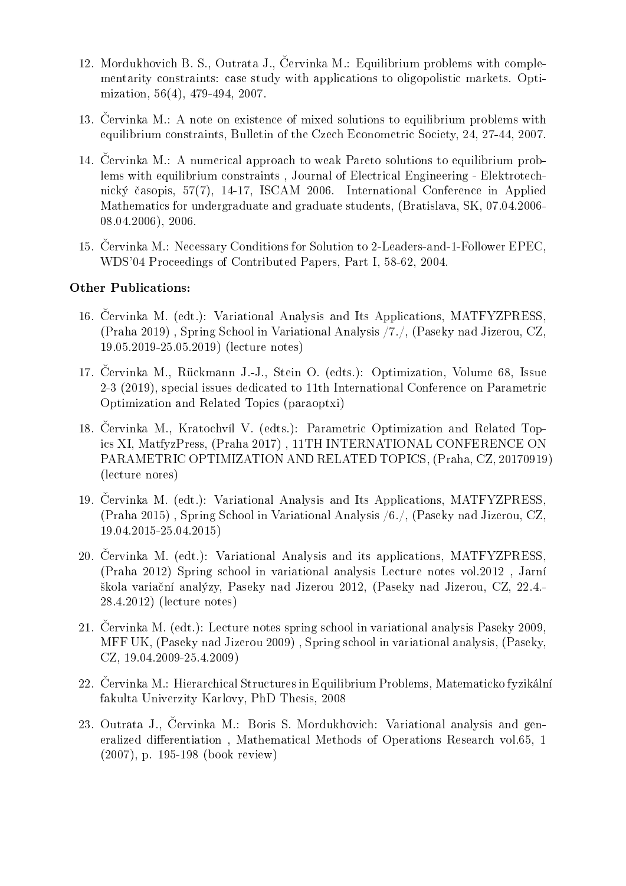12. Mordukhovich B. S., Outrata J., Červinka M.: Equilibrium problems with complementarity constraints: case study with applications to oligopolistic markets. Optimization, 56(4), 479-494, 2007.

13. Červinka M.: A note on existence of mixed solutions to equilibrium problems with equilibrium constraints, Bulletin of the Czech Econometric Society, 24, 27-44, 2007.

14. Červinka M.: A numerical approach to weak Pareto solutions to equilibrium problems with equilibrium constraints , Journal of Electrical Engineering - Elektrotechnický časopis, 57(7), 14-17, ISCAM 2006. International Conference in Applied Mathematics for undergraduate and graduate students, (Bratislava, SK, 07.04.2006-08.04.2006), 2006.

15. Červinka M.: Necessary Conditions for Solution to 2-Leaders-and-1-Follower EPEC, WDS'04 Proceedings of Contributed Papers, Part I, 58-62, 2004.

**Other Publications:**

16. Červinka M. (edt.): Variational Analysis and Its Applications, MATFYZPRESS, (Praha 2019) , Spring School in Variational Analysis /7./, (Paseky nad Jizerou, CZ, 19.05.2019-25.05.2019) (lecture notes)

17. Červinka M., Rückmann J.-J., Stein O. (edts.): Optimization, Volume 68, Issue 2-3 (2019), special issues dedicated to 11th International Conference on Parametric Optimization and Related Topics (paraoptxi)

18. Červinka M., Kratochvíl V. (edts.): Parametric Optimization and Related Topics XI, MatfyzPress, (Praha 2017) , 11TH INTERNATIONAL CONFERENCE ON PARAMETRIC OPTIMIZATION AND RELATED TOPICS, (Praha, CZ, 20170919) (lecture nores)

19. Červinka M. (edt.): Variational Analysis and Its Applications, MATFYZPRESS, (Praha 2015) , Spring School in Variational Analysis /6./, (Paseky nad Jizerou, CZ, 19.04.2015-25.04.2015)

20. Červinka M. (edt.): Variational Analysis and its applications, MATFYZPRESS, (Praha 2012) Spring school in variational analysis Lecture notes vol.2012 , Jarní škola variační analýzy, Paseky nad Jizerou 2012, (Paseky nad Jizerou, CZ, 22.4.-28.4.2012) (lecture notes)

21. Červinka M. (edt.): Lecture notes spring school in variational analysis Paseky 2009, MFF UK, (Paseky nad Jizerou 2009) , Spring school in variational analysis, (Paseky, CZ, 19.04.2009-25.4.2009)

22. Červinka M.: Hierarchical Structures in Equilibrium Problems, Matematicko fyzikální fakulta Univerzity Karlovy, PhD Thesis, 2008

23. Outrata J., Červinka M.: Boris S. Mordukhovich: Variational analysis and generalized differentiation , Mathematical Methods of Operations Research vol.65, 1 (2007), p. 195-198 (book review)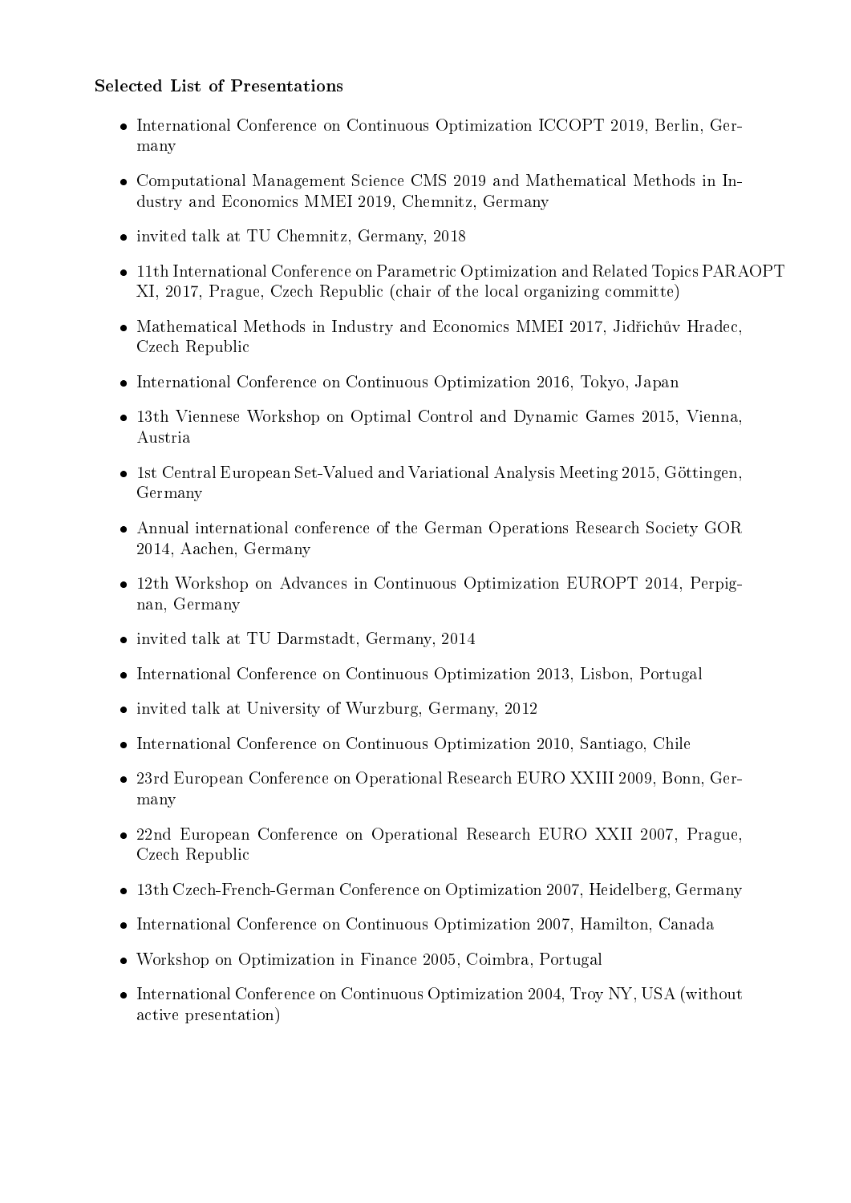**Selected List of Presentations**

- International Conference on Continuous Optimization ICCOPT 2019, Berlin, Germany
- Computational Management Science CMS 2019 and Mathematical Methods in Industry and Economics MMEI 2019, Chemnitz, Germany
- invited talk at TU Chemnitz, Germany, 2018
- 11th International Conference on Parametric Optimization and Related Topics PARAOPT XI, 2017, Prague, Czech Republic (chair of the local organizing committe)
- Mathematical Methods in Industry and Economics MMEI 2017, Jidřichův Hradec, Czech Republic
- International Conference on Continuous Optimization 2016, Tokyo, Japan
- 13th Viennese Workshop on Optimal Control and Dynamic Games 2015, Vienna, Austria
- 1st Central European Set-Valued and Variational Analysis Meeting 2015, Göttingen, Germany
- Annual international conference of the German Operations Research Society GOR 2014, Aachen, Germany
- 12th Workshop on Advances in Continuous Optimization EUROPT 2014, Perpignan, Germany
- invited talk at TU Darmstadt, Germany, 2014
- International Conference on Continuous Optimization 2013, Lisbon, Portugal
- invited talk at University of Wurzburg, Germany, 2012
- International Conference on Continuous Optimization 2010, Santiago, Chile
- 23rd European Conference on Operational Research EURO XXIII 2009, Bonn, Germany
- 22nd European Conference on Operational Research EURO XXII 2007, Prague, Czech Republic
- 13th Czech-French-German Conference on Optimization 2007, Heidelberg, Germany
- International Conference on Continuous Optimization 2007, Hamilton, Canada
- Workshop on Optimization in Finance 2005, Coimbra, Portugal
- International Conference on Continuous Optimization 2004, Troy NY, USA (without active presentation)